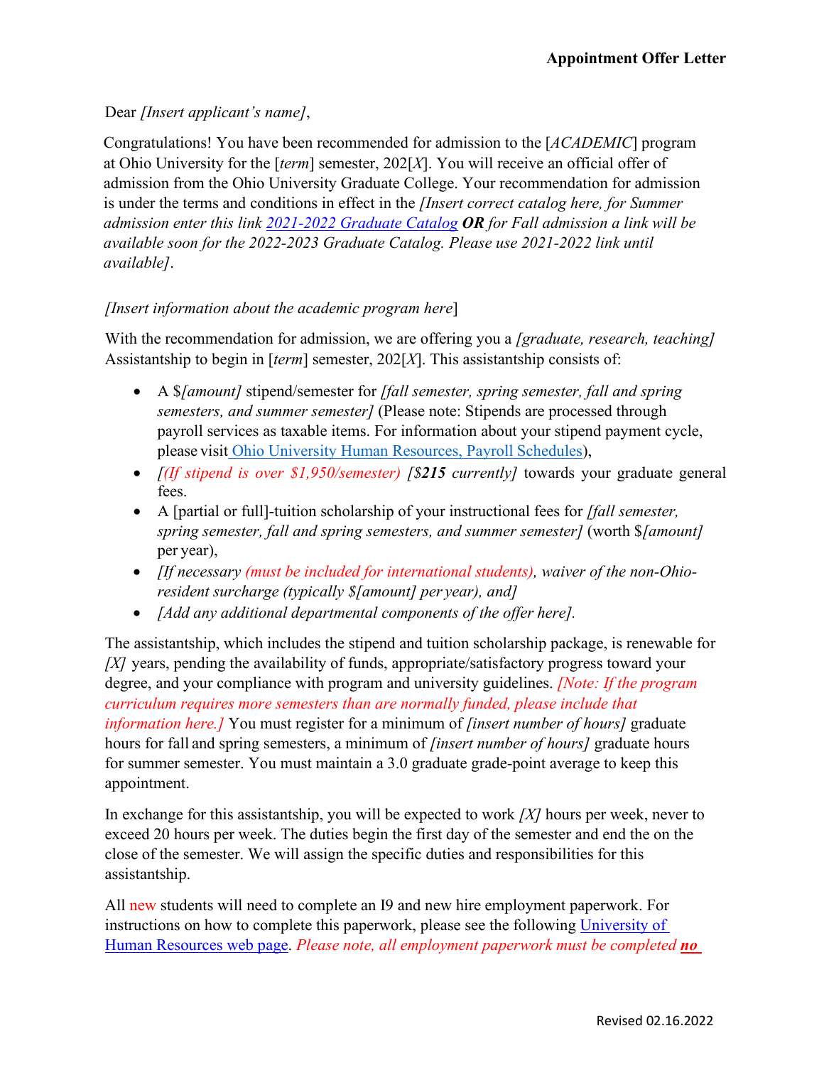**Appointment Offer Letter**

Dear *[Insert applicant's name]*,

Congratulations! You have been recommended for admission to the [*ACADEMIC*] program at Ohio University for the [*term*] semester, 202[*X*]. You will receive an official offer of admission from the Ohio University Graduate College. Your recommendation for admission is under the terms and conditions in effect in the *[Insert correct catalog here, for Summer admission enter this link [2021-2022 Graduate Catalog](#) **OR** for Fall admission a link will be available soon for the 2022-2023 Graduate Catalog. Please use 2021-2022 link until available]*.

*[Insert information about the academic program here*]

With the recommendation for admission, we are offering you a *[graduate, research, teaching]* Assistantship to begin in [*term*] semester, 202[*X*]. This assistantship consists of:

- A $*[amount]* stipend/semester for *[fall semester, spring semester, fall and spring semesters, and summer semester]* (Please note: Stipends are processed through payroll services as taxable items. For information about your stipend payment cycle, please visit [Ohio University Human Resources, Payroll Schedules](#)),
- *[(If stipend is over $1,950/semester) [$**215** currently]* towards your graduate general fees.
- A [partial or full]-tuition scholarship of your instructional fees for *[fall semester, spring semester, fall and spring semesters, and summer semester]* (worth $*[amount]* per year),
- *[If necessary (must be included for international students), waiver of the non-Ohio-resident surcharge (typically $[amount] per year), and]*
- *[Add any additional departmental components of the offer here].*

The assistantship, which includes the stipend and tuition scholarship package, is renewable for *[X]* years, pending the availability of funds, appropriate/satisfactory progress toward your degree, and your compliance with program and university guidelines. *[Note: If the program curriculum requires more semesters than are normally funded, please include that information here.]* You must register for a minimum of *[insert number of hours]* graduate hours for fall and spring semesters, a minimum of *[insert number of hours]* graduate hours for summer semester. You must maintain a 3.0 graduate grade-point average to keep this appointment.

In exchange for this assistantship, you will be expected to work *[X]* hours per week, never to exceed 20 hours per week. The duties begin the first day of the semester and end the on the close of the semester. We will assign the specific duties and responsibilities for this assistantship.

All new students will need to complete an I9 and new hire employment paperwork. For instructions on how to complete this paperwork, please see the following [University of Human Resources web page](#). *Please note, all employment paperwork must be completed **no***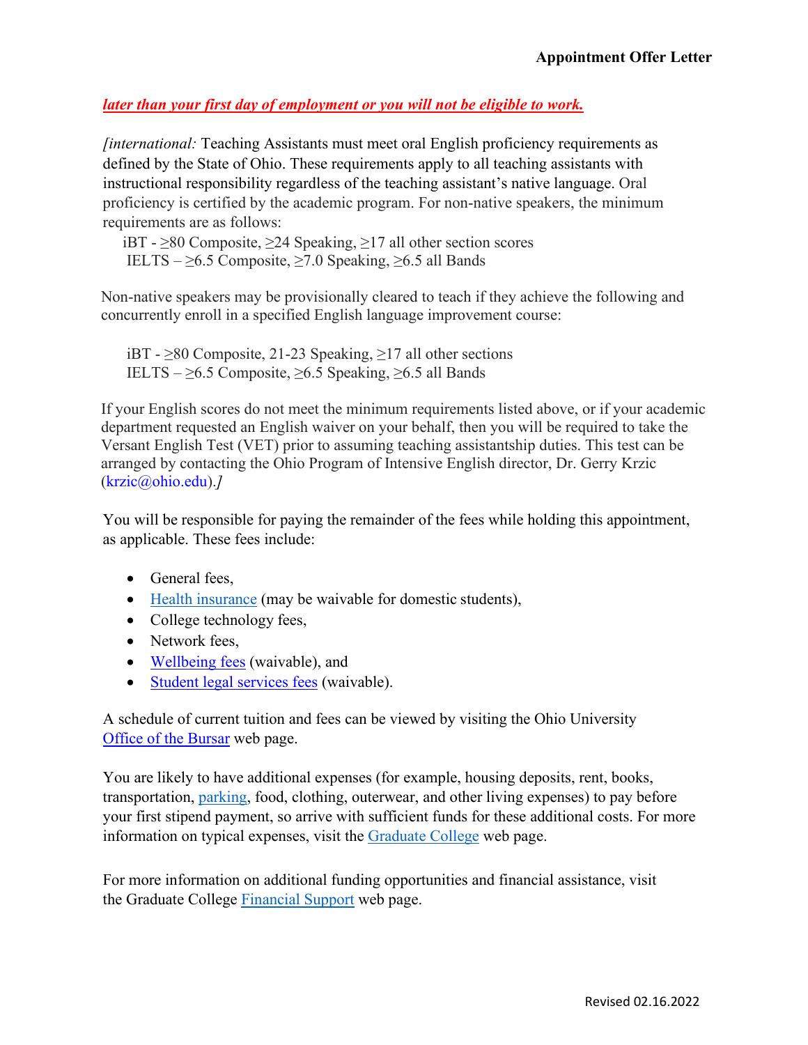***later than your first day of employment or you will not be eligible to work.***

*[international:* Teaching Assistants must meet oral English proficiency requirements as defined by the State of Ohio. These requirements apply to all teaching assistants with instructional responsibility regardless of the teaching assistant's native language. Oral proficiency is certified by the academic program. For non-native speakers, the minimum requirements are as follows:

iBT - ≥80 Composite, ≥24 Speaking, ≥17 all other section scores
IELTS – ≥6.5 Composite, ≥7.0 Speaking, ≥6.5 all Bands

Non-native speakers may be provisionally cleared to teach if they achieve the following and concurrently enroll in a specified English language improvement course:

iBT - ≥80 Composite, 21-23 Speaking, ≥17 all other sections
IELTS – ≥6.5 Composite, ≥6.5 Speaking, ≥6.5 all Bands

If your English scores do not meet the minimum requirements listed above, or if your academic department requested an English waiver on your behalf, then you will be required to take the Versant English Test (VET) prior to assuming teaching assistantship duties. This test can be arranged by contacting the Ohio Program of Intensive English director, Dr. Gerry Krzic (krzic@ohio.edu).*]*

You will be responsible for paying the remainder of the fees while holding this appointment, as applicable. These fees include:

- General fees,
- Health insurance (may be waivable for domestic students),
- College technology fees,
- Network fees,
- Wellbeing fees (waivable), and
- Student legal services fees (waivable).

A schedule of current tuition and fees can be viewed by visiting the Ohio University Office of the Bursar web page.

You are likely to have additional expenses (for example, housing deposits, rent, books, transportation, parking, food, clothing, outerwear, and other living expenses) to pay before your first stipend payment, so arrive with sufficient funds for these additional costs. For more information on typical expenses, visit the Graduate College web page.

For more information on additional funding opportunities and financial assistance, visit the Graduate College Financial Support web page.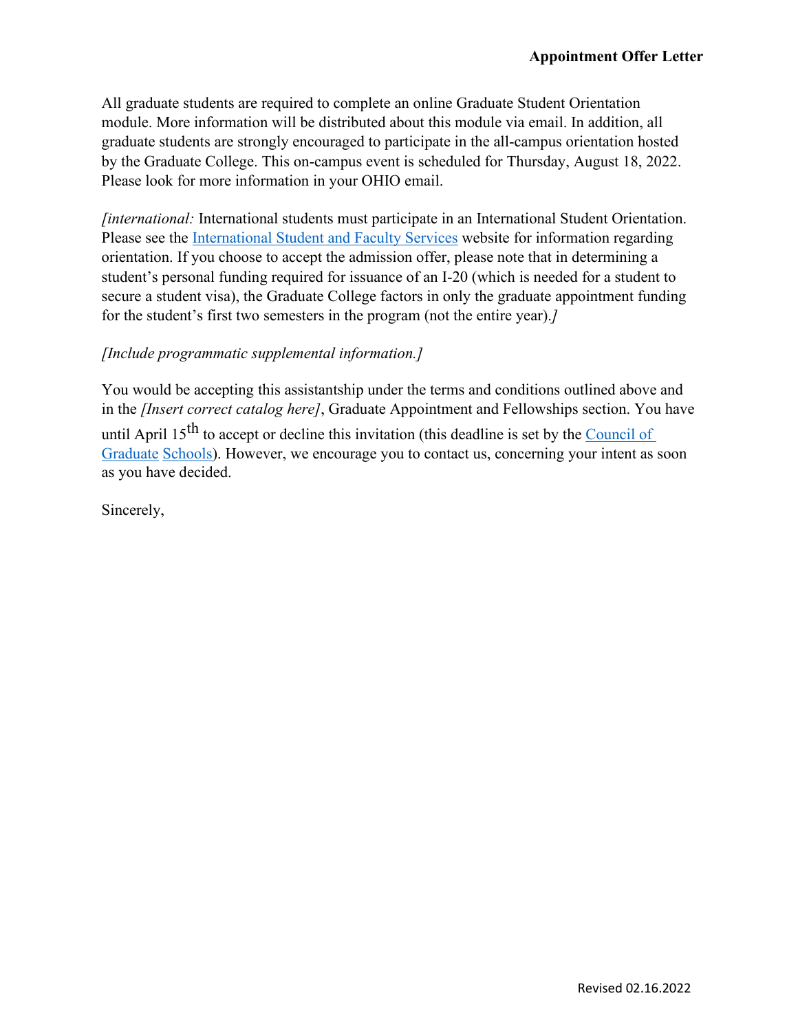All graduate students are required to complete an online Graduate Student Orientation module. More information will be distributed about this module via email. In addition, all graduate students are strongly encouraged to participate in the all-campus orientation hosted by the Graduate College. This on-campus event is scheduled for Thursday, August 18, 2022. Please look for more information in your OHIO email.

*[international:* International students must participate in an International Student Orientation. Please see the International Student and Faculty Services website for information regarding orientation. If you choose to accept the admission offer, please note that in determining a student's personal funding required for issuance of an I-20 (which is needed for a student to secure a student visa), the Graduate College factors in only the graduate appointment funding for the student's first two semesters in the program (not the entire year).*]*

*[Include programmatic supplemental information.]*

You would be accepting this assistantship under the terms and conditions outlined above and in the *[Insert correct catalog here]*, Graduate Appointment and Fellowships section. You have until April 15th to accept or decline this invitation (this deadline is set by the Council of Graduate Schools). However, we encourage you to contact us, concerning your intent as soon as you have decided.

Sincerely,